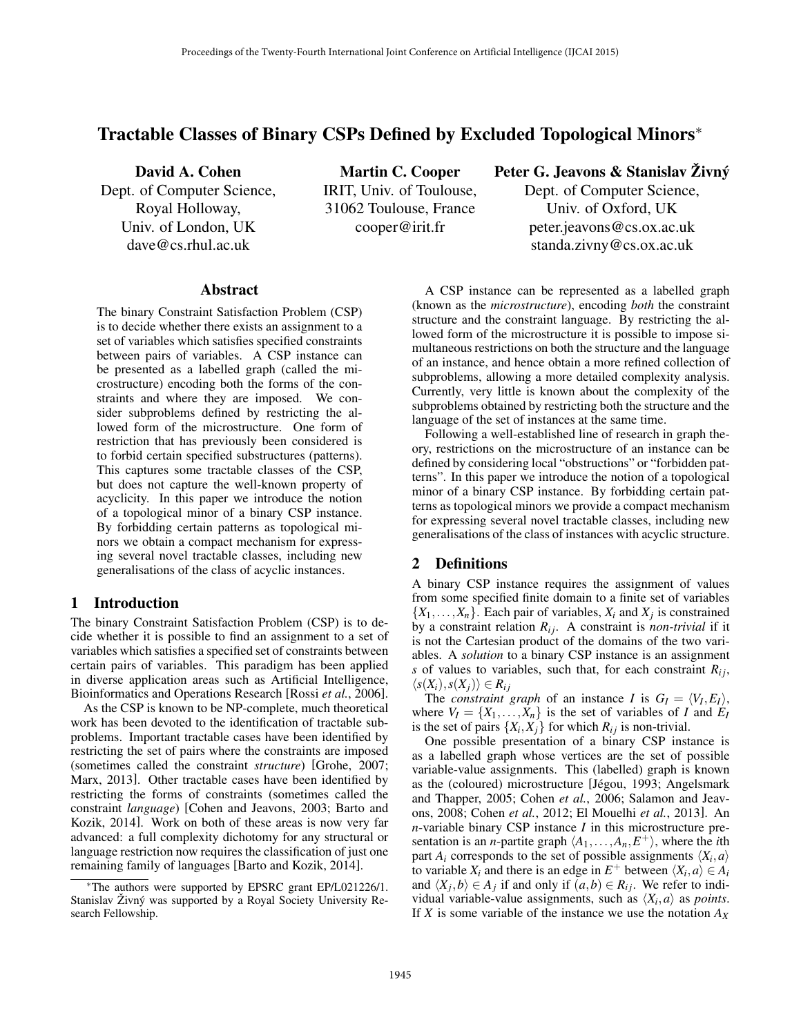# Tractable Classes of Binary CSPs Defined by Excluded Topological Minors*

**David A. Cohen**
Dept. of Computer Science,
Royal Holloway,
Univ. of London, UK
dave@cs.rhul.ac.uk

**Martin C. Cooper**
IRIT, Univ. of Toulouse,
31062 Toulouse, France
cooper@irit.fr

**Peter G. Jeavons & Stanislav Živný**
Dept. of Computer Science,
Univ. of Oxford, UK
peter.jeavons@cs.ox.ac.uk
standa.zivny@cs.ox.ac.uk

## Abstract

The binary Constraint Satisfaction Problem (CSP) is to decide whether there exists an assignment to a set of variables which satisfies specified constraints between pairs of variables. A CSP instance can be presented as a labelled graph (called the microstructure) encoding both the forms of the constraints and where they are imposed. We consider subproblems defined by restricting the allowed form of the microstructure. One form of restriction that has previously been considered is to forbid certain specified substructures (patterns). This captures some tractable classes of the CSP, but does not capture the well-known property of acyclicity. In this paper we introduce the notion of a topological minor of a binary CSP instance. By forbidding certain patterns as topological minors we obtain a compact mechanism for expressing several novel tractable classes, including new generalisations of the class of acyclic instances.

## 1 Introduction

The binary Constraint Satisfaction Problem (CSP) is to decide whether it is possible to find an assignment to a set of variables which satisfies a specified set of constraints between certain pairs of variables. This paradigm has been applied in diverse application areas such as Artificial Intelligence, Bioinformatics and Operations Research [Rossi *et al.*, 2006].

As the CSP is known to be NP-complete, much theoretical work has been devoted to the identification of tractable subproblems. Important tractable cases have been identified by restricting the set of pairs where the constraints are imposed (sometimes called the constraint *structure*) [Grohe, 2007; Marx, 2013]. Other tractable cases have been identified by restricting the forms of constraints (sometimes called the constraint *language*) [Cohen and Jeavons, 2003; Barto and Kozik, 2014]. Work on both of these areas is now very far advanced: a full complexity dichotomy for any structural or language restriction now requires the classification of just one remaining family of languages [Barto and Kozik, 2014].

A CSP instance can be represented as a labelled graph (known as the *microstructure*), encoding *both* the constraint structure and the constraint language. By restricting the allowed form of the microstructure it is possible to impose simultaneous restrictions on both the structure and the language of an instance, and hence obtain a more refined collection of subproblems, allowing a more detailed complexity analysis. Currently, very little is known about the complexity of the subproblems obtained by restricting both the structure and the language of the set of instances at the same time.

Following a well-established line of research in graph theory, restrictions on the microstructure of an instance can be defined by considering local "obstructions" or "forbidden patterns". In this paper we introduce the notion of a topological minor of a binary CSP instance. By forbidding certain patterns as topological minors we provide a compact mechanism for expressing several novel tractable classes, including new generalisations of the class of instances with acyclic structure.

## 2 Definitions

A binary CSP instance requires the assignment of values from some specified finite domain to a finite set of variables $\{X_1,\ldots,X_n\}$. Each pair of variables, $X_i$ and $X_j$ is constrained by a constraint relation $R_{ij}$. A constraint is *non-trivial* if it is not the Cartesian product of the domains of the two variables. A *solution* to a binary CSP instance is an assignment $s$ of values to variables, such that, for each constraint $R_{ij}$, $\langle s(X_i), s(X_j)\rangle \in R_{ij}$

The *constraint graph* of an instance $I$ is $G_I = \langle V_I, E_I\rangle$, where $V_I = \{X_1,\ldots,X_n\}$ is the set of variables of $I$ and $E_I$ is the set of pairs $\{X_i, X_j\}$ for which $R_{ij}$ is non-trivial.

One possible presentation of a binary CSP instance is as a labelled graph whose vertices are the set of possible variable-value assignments. This (labelled) graph is known as the (coloured) microstructure [Jégou, 1993; Angelsmark and Thapper, 2005; Cohen *et al.*, 2006; Salamon and Jeavons, 2008; Cohen *et al.*, 2012; El Mouelhi *et al.*, 2013]. An $n$-variable binary CSP instance $I$ in this microstructure presentation is an $n$-partite graph $\langle A_1,\ldots,A_n,E^+\rangle$, where the $i$th part $A_i$ corresponds to the set of possible assignments $\langle X_i,a\rangle$ to variable $X_i$ and there is an edge in $E^+$ between $\langle X_i,a\rangle \in A_i$ and $\langle X_j,b\rangle \in A_j$ if and only if $(a,b) \in R_{ij}$. We refer to individual variable-value assignments, such as $\langle X_i,a\rangle$ as *points*. If $X$ is some variable of the instance we use the notation $A_X$

*The authors were supported by EPSRC grant EP/L021226/1. Stanislav Živný was supported by a Royal Society University Research Fellowship.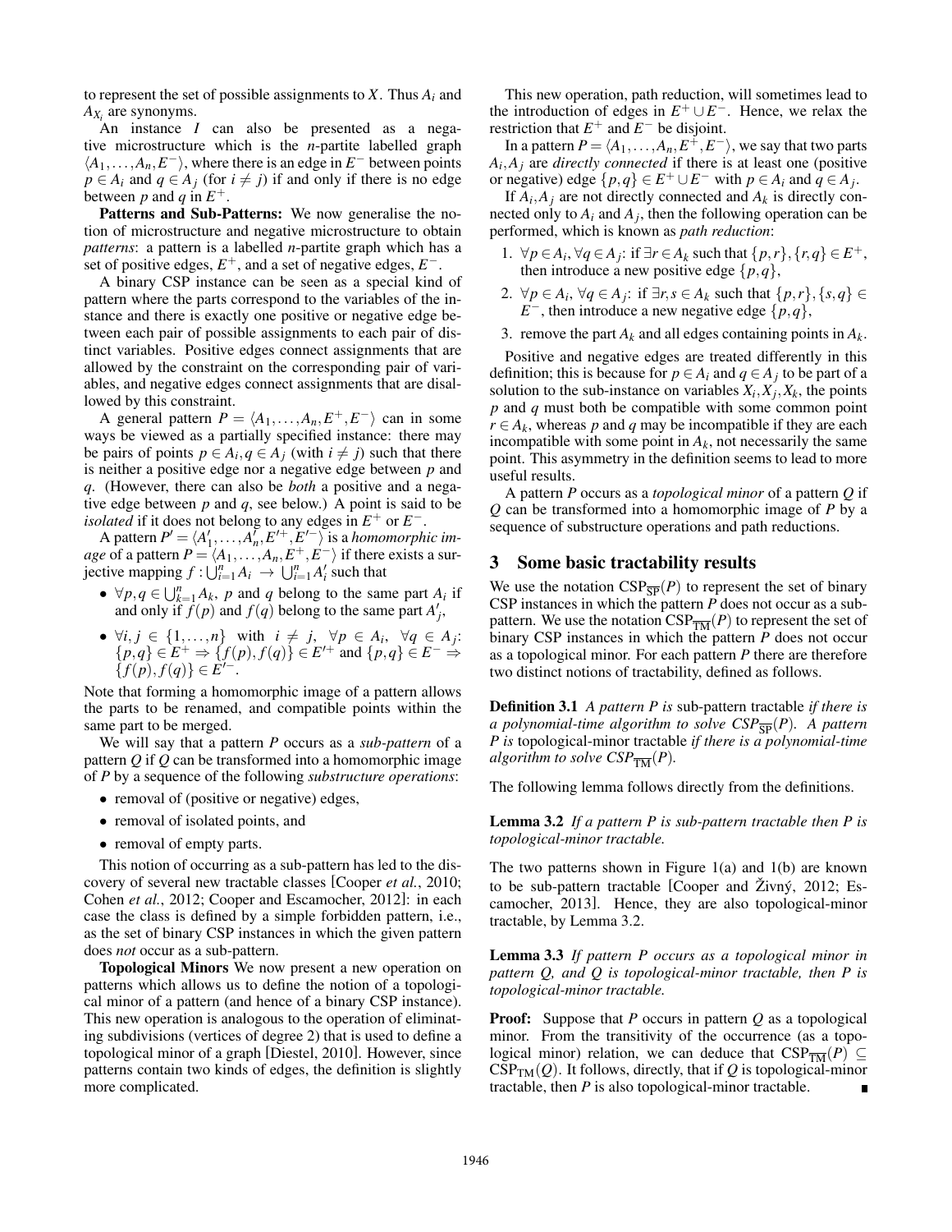to represent the set of possible assignments to $X$. Thus $A_i$ and $A_{X_i}$ are synonyms.

An instance $I$ can also be presented as a negative microstructure which is the $n$-partite labelled graph $\langle A_1,\ldots,A_n,E^-\rangle$, where there is an edge in $E^-$ between points $p \in A_i$ and $q \in A_j$ (for $i \neq j$) if and only if there is no edge between $p$ and $q$ in $E^+$.

**Patterns and Sub-Patterns:** We now generalise the notion of microstructure and negative microstructure to obtain *patterns*: a pattern is a labelled $n$-partite graph which has a set of positive edges, $E^+$, and a set of negative edges, $E^-$.

A binary CSP instance can be seen as a special kind of pattern where the parts correspond to the variables of the instance and there is exactly one positive or negative edge between each pair of possible assignments to each pair of distinct variables. Positive edges connect assignments that are allowed by the constraint on the corresponding pair of variables, and negative edges connect assignments that are disallowed by this constraint.

A general pattern $P = \langle A_1,\ldots,A_n,E^+,E^-\rangle$ can in some ways be viewed as a partially specified instance: there may be pairs of points $p \in A_i, q \in A_j$ (with $i \neq j$) such that there is neither a positive edge nor a negative edge between $p$ and $q$. (However, there can also be *both* a positive and a negative edge between $p$ and $q$, see below.) A point is said to be *isolated* if it does not belong to any edges in $E^+$ or $E^-$.

A pattern $P' = \langle A'_1,\ldots,A'_n,E'^+,E'^-\rangle$ is a *homomorphic image* of a pattern $P = \langle A_1,\ldots,A_n,E^+,E^-\rangle$ if there exists a surjective mapping $f : \bigcup_{i=1}^n A_i \to \bigcup_{i=1}^n A'_i$ such that

- $\forall p,q \in \bigcup_{k=1}^n A_k$, $p$ and $q$ belong to the same part $A_i$ if and only if $f(p)$ and $f(q)$ belong to the same part $A'_j$,
- $\forall i,j \in \{1,\ldots,n\}$ with $i \neq j$, $\forall p \in A_i$, $\forall q \in A_j$: $\{p,q\} \in E^+ \Rightarrow \{f(p),f(q)\} \in E'^+$ and $\{p,q\} \in E^- \Rightarrow \{f(p),f(q)\} \in E'^-$.

Note that forming a homomorphic image of a pattern allows the parts to be renamed, and compatible points within the same part to be merged.

We will say that a pattern $P$ occurs as a *sub-pattern* of a pattern $Q$ if $Q$ can be transformed into a homomorphic image of $P$ by a sequence of the following *substructure operations*:

- removal of (positive or negative) edges,
- removal of isolated points, and
- removal of empty parts.

This notion of occurring as a sub-pattern has led to the discovery of several new tractable classes [Cooper *et al.*, 2010; Cohen *et al.*, 2012; Cooper and Escamocher, 2012]: in each case the class is defined by a simple forbidden pattern, i.e., as the set of binary CSP instances in which the given pattern does *not* occur as a sub-pattern.

**Topological Minors** We now present a new operation on patterns which allows us to define the notion of a topological minor of a pattern (and hence of a binary CSP instance). This new operation is analogous to the operation of eliminating subdivisions (vertices of degree 2) that is used to define a topological minor of a graph [Diestel, 2010]. However, since patterns contain two kinds of edges, the definition is slightly more complicated.

This new operation, path reduction, will sometimes lead to the introduction of edges in $E^+ \cup E^-$. Hence, we relax the restriction that $E^+$ and $E^-$ be disjoint.

In a pattern $P = \langle A_1,\ldots,A_n,E^+,E^-\rangle$, we say that two parts $A_i, A_j$ are *directly connected* if there is at least one (positive or negative) edge $\{p,q\} \in E^+ \cup E^-$ with $p \in A_i$ and $q \in A_j$.

If $A_i, A_j$ are not directly connected and $A_k$ is directly connected only to $A_i$ and $A_j$, then the following operation can be performed, which is known as *path reduction*:

1. $\forall p \in A_i, \forall q \in A_j$: if $\exists r \in A_k$ such that $\{p,r\},\{r,q\} \in E^+$, then introduce a new positive edge $\{p,q\}$,
2. $\forall p \in A_i, \forall q \in A_j$: if $\exists r,s \in A_k$ such that $\{p,r\},\{s,q\} \in E^-$, then introduce a new negative edge $\{p,q\}$,
3. remove the part $A_k$ and all edges containing points in $A_k$.

Positive and negative edges are treated differently in this definition; this is because for $p \in A_i$ and $q \in A_j$ to be part of a solution to the sub-instance on variables $X_i, X_j, X_k$, the points $p$ and $q$ must both be compatible with some common point $r \in A_k$, whereas $p$ and $q$ may be incompatible if they are each incompatible with some point in $A_k$, not necessarily the same point. This asymmetry in the definition seems to lead to more useful results.

A pattern $P$ occurs as a *topological minor* of a pattern $Q$ if $Q$ can be transformed into a homomorphic image of $P$ by a sequence of substructure operations and path reductions.

## 3 Some basic tractability results

We use the notation $\text{CSP}_{\overline{\text{SP}}}(P)$ to represent the set of binary CSP instances in which the pattern $P$ does not occur as a sub-pattern. We use the notation $\text{CSP}_{\overline{\text{TM}}}(P)$ to represent the set of binary CSP instances in which the pattern $P$ does not occur as a topological minor. For each pattern $P$ there are therefore two distinct notions of tractability, defined as follows.

**Definition 3.1** *A pattern $P$ is* sub-pattern tractable *if there is a polynomial-time algorithm to solve $CSP_{\overline{SP}}(P)$. A pattern $P$ is* topological-minor tractable *if there is a polynomial-time algorithm to solve $CSP_{\overline{TM}}(P)$.*

The following lemma follows directly from the definitions.

**Lemma 3.2** *If a pattern $P$ is sub-pattern tractable then $P$ is topological-minor tractable.*

The two patterns shown in Figure 1(a) and 1(b) are known to be sub-pattern tractable [Cooper and Živný, 2012; Escamocher, 2013]. Hence, they are also topological-minor tractable, by Lemma 3.2.

**Lemma 3.3** *If pattern $P$ occurs as a topological minor in pattern $Q$, and $Q$ is topological-minor tractable, then $P$ is topological-minor tractable.*

**Proof:** Suppose that $P$ occurs in pattern $Q$ as a topological minor. From the transitivity of the occurrence (as a topological minor) relation, we can deduce that $\text{CSP}_{\overline{\text{TM}}}(P) \subseteq \text{CSP}_{\text{TM}}(Q)$. It follows, directly, that if $Q$ is topological-minor tractable, then $P$ is also topological-minor tractable. ■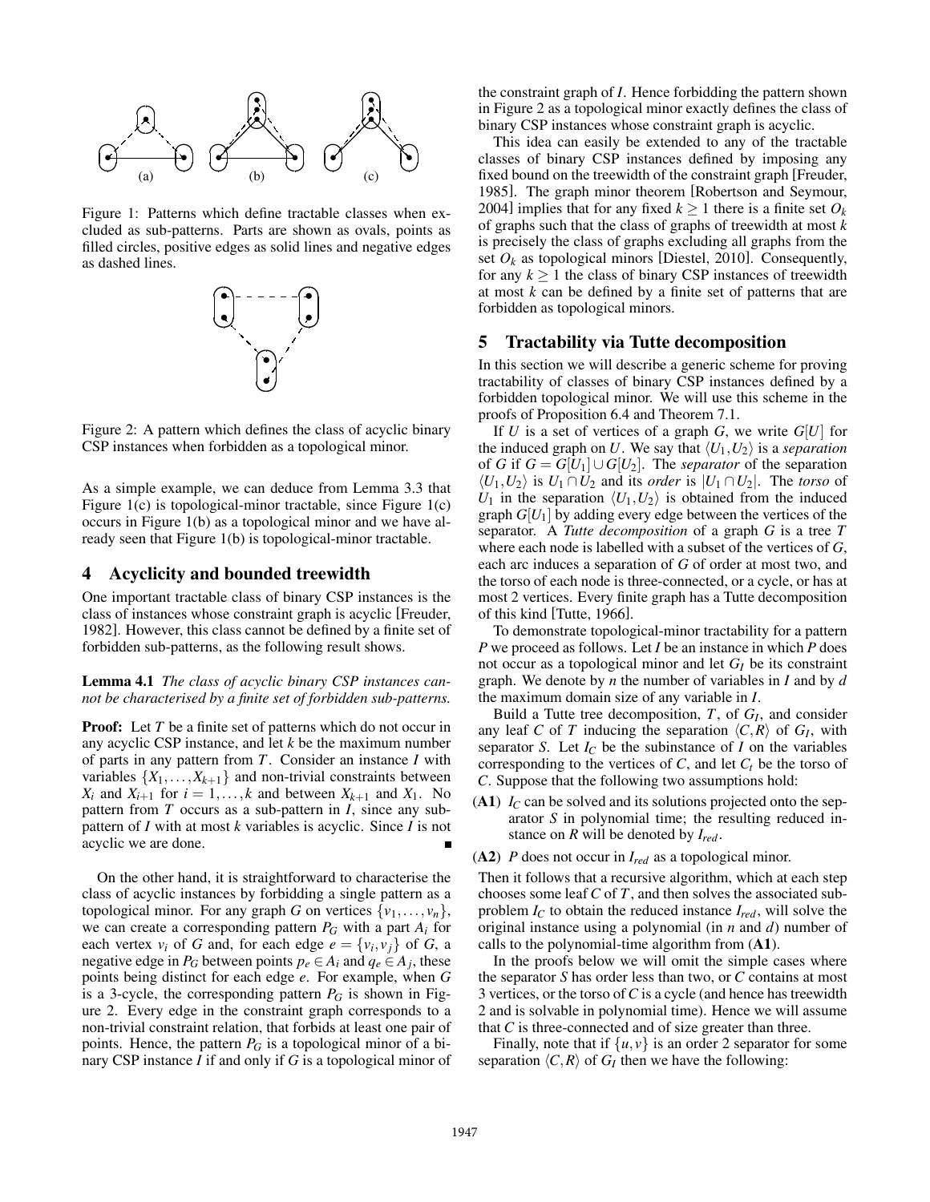(a) (b) (c)

Figure 1: Patterns which define tractable classes when excluded as sub-patterns. Parts are shown as ovals, points as filled circles, positive edges as solid lines and negative edges as dashed lines.

Figure 2: A pattern which defines the class of acyclic binary CSP instances when forbidden as a topological minor.

As a simple example, we can deduce from Lemma 3.3 that Figure 1(c) is topological-minor tractable, since Figure 1(c) occurs in Figure 1(b) as a topological minor and we have already seen that Figure 1(b) is topological-minor tractable.

## 4 Acyclicity and bounded treewidth

One important tractable class of binary CSP instances is the class of instances whose constraint graph is acyclic [Freuder, 1982]. However, this class cannot be defined by a finite set of forbidden sub-patterns, as the following result shows.

**Lemma 4.1** *The class of acyclic binary CSP instances cannot be characterised by a finite set of forbidden sub-patterns.*

**Proof:** Let $T$ be a finite set of patterns which do not occur in any acyclic CSP instance, and let $k$ be the maximum number of parts in any pattern from $T$. Consider an instance $I$ with variables $\{X_1, \ldots, X_{k+1}\}$ and non-trivial constraints between $X_i$ and $X_{i+1}$ for $i = 1, \ldots, k$ and between $X_{k+1}$ and $X_1$. No pattern from $T$ occurs as a sub-pattern in $I$, since any sub-pattern of $I$ with at most $k$ variables is acyclic. Since $I$ is not acyclic we are done. ∎

On the other hand, it is straightforward to characterise the class of acyclic instances by forbidding a single pattern as a topological minor. For any graph $G$ on vertices $\{v_1, \ldots, v_n\}$, we can create a corresponding pattern $P_G$ with a part $A_i$ for each vertex $v_i$ of $G$ and, for each edge $e = \{v_i, v_j\}$ of $G$, a negative edge in $P_G$ between points $p_e \in A_i$ and $q_e \in A_j$, these points being distinct for each edge $e$. For example, when $G$ is a 3-cycle, the corresponding pattern $P_G$ is shown in Figure 2. Every edge in the constraint graph corresponds to a non-trivial constraint relation, that forbids at least one pair of points. Hence, the pattern $P_G$ is a topological minor of a binary CSP instance $I$ if and only if $G$ is a topological minor of the constraint graph of $I$. Hence forbidding the pattern shown in Figure 2 as a topological minor exactly defines the class of binary CSP instances whose constraint graph is acyclic.

This idea can easily be extended to any of the tractable classes of binary CSP instances defined by imposing any fixed bound on the treewidth of the constraint graph [Freuder, 1985]. The graph minor theorem [Robertson and Seymour, 2004] implies that for any fixed $k \geq 1$ there is a finite set $O_k$ of graphs such that the class of graphs of treewidth at most $k$ is precisely the class of graphs excluding all graphs from the set $O_k$ as topological minors [Diestel, 2010]. Consequently, for any $k \geq 1$ the class of binary CSP instances of treewidth at most $k$ can be defined by a finite set of patterns that are forbidden as topological minors.

## 5 Tractability via Tutte decomposition

In this section we will describe a generic scheme for proving tractability of classes of binary CSP instances defined by a forbidden topological minor. We will use this scheme in the proofs of Proposition 6.4 and Theorem 7.1.

If $U$ is a set of vertices of a graph $G$, we write $G[U]$ for the induced graph on $U$. We say that $\langle U_1, U_2 \rangle$ is a *separation* of $G$ if $G = G[U_1] \cup G[U_2]$. The *separator* of the separation $\langle U_1, U_2 \rangle$ is $U_1 \cap U_2$ and its *order* is $|U_1 \cap U_2|$. The *torso* of $U_1$ in the separation $\langle U_1, U_2 \rangle$ is obtained from the induced graph $G[U_1]$ by adding every edge between the vertices of the separator. A *Tutte decomposition* of a graph $G$ is a tree $T$ where each node is labelled with a subset of the vertices of $G$, each arc induces a separation of $G$ of order at most two, and the torso of each node is three-connected, or a cycle, or has at most 2 vertices. Every finite graph has a Tutte decomposition of this kind [Tutte, 1966].

To demonstrate topological-minor tractability for a pattern $P$ we proceed as follows. Let $I$ be an instance in which $P$ does not occur as a topological minor and let $G_I$ be its constraint graph. We denote by $n$ the number of variables in $I$ and by $d$ the maximum domain size of any variable in $I$.

Build a Tutte tree decomposition, $T$, of $G_I$, and consider any leaf $C$ of $T$ inducing the separation $\langle C, R \rangle$ of $G_I$, with separator $S$. Let $I_C$ be the subinstance of $I$ on the variables corresponding to the vertices of $C$, and let $C_t$ be the torso of $C$. Suppose that the following two assumptions hold:

**(A1)** $I_C$ can be solved and its solutions projected onto the separator $S$ in polynomial time; the resulting reduced instance on $R$ will be denoted by $I_{red}$.

**(A2)** $P$ does not occur in $I_{red}$ as a topological minor.

Then it follows that a recursive algorithm, which at each step chooses some leaf $C$ of $T$, and then solves the associated subproblem $I_C$ to obtain the reduced instance $I_{red}$, will solve the original instance using a polynomial (in $n$ and $d$) number of calls to the polynomial-time algorithm from **(A1)**.

In the proofs below we will omit the simple cases where the separator $S$ has order less than two, or $C$ contains at most 3 vertices, or the torso of $C$ is a cycle (and hence has treewidth 2 and is solvable in polynomial time). Hence we will assume that $C$ is three-connected and of size greater than three.

Finally, note that if $\{u, v\}$ is an order 2 separator for some separation $\langle C, R \rangle$ of $G_I$ then we have the following: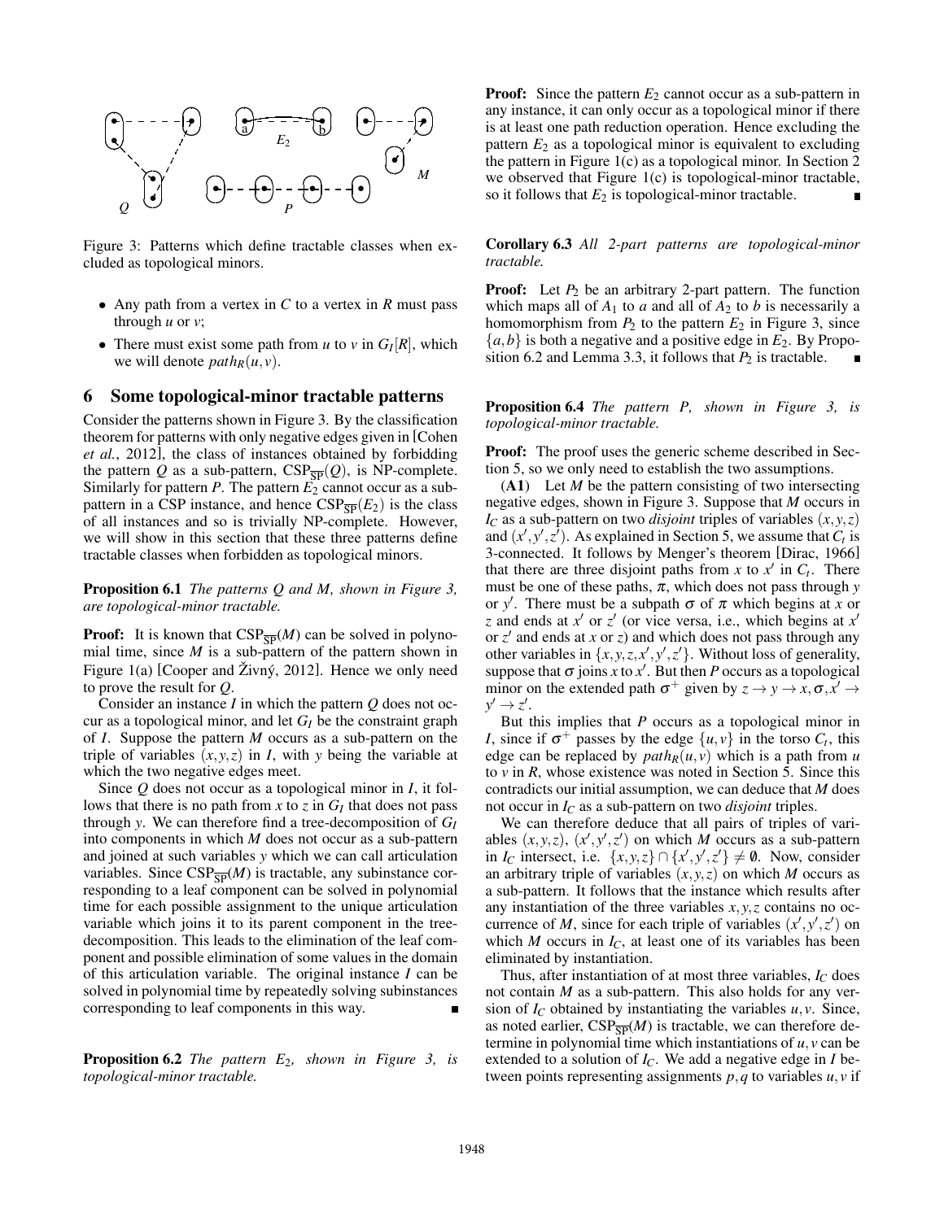Figure 3: Patterns which define tractable classes when excluded as topological minors.

- Any path from a vertex in $C$ to a vertex in $R$ must pass through $u$ or $v$;
- There must exist some path from $u$ to $v$ in $G_I[R]$, which we will denote $path_R(u,v)$.

## 6 Some topological-minor tractable patterns

Consider the patterns shown in Figure 3. By the classification theorem for patterns with only negative edges given in [Cohen *et al.*, 2012], the class of instances obtained by forbidding the pattern $Q$ as a sub-pattern, $\text{CSP}_{\overline{\text{SP}}}(Q)$, is NP-complete. Similarly for pattern $P$. The pattern $E_2$ cannot occur as a sub-pattern in a CSP instance, and hence $\text{CSP}_{\overline{\text{SP}}}(E_2)$ is the class of all instances and so is trivially NP-complete. However, we will show in this section that these three patterns define tractable classes when forbidden as topological minors.

**Proposition 6.1** *The patterns $Q$ and $M$, shown in Figure 3, are topological-minor tractable.*

**Proof:** It is known that $\text{CSP}_{\overline{\text{SP}}}(M)$ can be solved in polynomial time, since $M$ is a sub-pattern of the pattern shown in Figure 1(a) [Cooper and Živný, 2012]. Hence we only need to prove the result for $Q$.

Consider an instance $I$ in which the pattern $Q$ does not occur as a topological minor, and let $G_I$ be the constraint graph of $I$. Suppose the pattern $M$ occurs as a sub-pattern on the triple of variables $(x,y,z)$ in $I$, with $y$ being the variable at which the two negative edges meet.

Since $Q$ does not occur as a topological minor in $I$, it follows that there is no path from $x$ to $z$ in $G_I$ that does not pass through $y$. We can therefore find a tree-decomposition of $G_I$ into components in which $M$ does not occur as a sub-pattern and joined at such variables $y$ which we can call articulation variables. Since $\text{CSP}_{\overline{\text{SP}}}(M)$ is tractable, any subinstance corresponding to a leaf component can be solved in polynomial time for each possible assignment to the unique articulation variable which joins it to its parent component in the tree-decomposition. This leads to the elimination of the leaf component and possible elimination of some values in the domain of this articulation variable. The original instance $I$ can be solved in polynomial time by repeatedly solving subinstances corresponding to leaf components in this way. ∎

**Proposition 6.2** *The pattern $E_2$, shown in Figure 3, is topological-minor tractable.*

**Proof:** Since the pattern $E_2$ cannot occur as a sub-pattern in any instance, it can only occur as a topological minor if there is at least one path reduction operation. Hence excluding the pattern $E_2$ as a topological minor is equivalent to excluding the pattern in Figure 1(c) as a topological minor. In Section 2 we observed that Figure 1(c) is topological-minor tractable, so it follows that $E_2$ is topological-minor tractable. ∎

**Corollary 6.3** *All 2-part patterns are topological-minor tractable.*

**Proof:** Let $P_2$ be an arbitrary 2-part pattern. The function which maps all of $A_1$ to $a$ and all of $A_2$ to $b$ is necessarily a homomorphism from $P_2$ to the pattern $E_2$ in Figure 3, since $\{a,b\}$ is both a negative and a positive edge in $E_2$. By Proposition 6.2 and Lemma 3.3, it follows that $P_2$ is tractable. ∎

**Proposition 6.4** *The pattern $P$, shown in Figure 3, is topological-minor tractable.*

**Proof:** The proof uses the generic scheme described in Section 5, so we only need to establish the two assumptions.

**(A1)** Let $M$ be the pattern consisting of two intersecting negative edges, shown in Figure 3. Suppose that $M$ occurs in $I_C$ as a sub-pattern on two *disjoint* triples of variables $(x,y,z)$ and $(x',y',z')$. As explained in Section 5, we assume that $C_t$ is 3-connected. It follows by Menger's theorem [Dirac, 1966] that there are three disjoint paths from $x$ to $x'$ in $C_t$. There must be one of these paths, $\pi$, which does not pass through $y$ or $y'$. There must be a subpath $\sigma$ of $\pi$ which begins at $x$ or $z$ and ends at $x'$ or $z'$ (or vice versa, i.e., which begins at $x'$ or $z'$ and ends at $x$ or $z$) and which does not pass through any other variables in $\{x,y,z,x',y',z'\}$. Without loss of generality, suppose that $\sigma$ joins $x$ to $x'$. But then $P$ occurs as a topological minor on the extended path $\sigma^+$ given by $z \to y \to x, \sigma, x' \to y' \to z'$.

But this implies that $P$ occurs as a topological minor in $I$, since if $\sigma^+$ passes by the edge $\{u,v\}$ in the torso $C_t$, this edge can be replaced by $path_R(u,v)$ which is a path from $u$ to $v$ in $R$, whose existence was noted in Section 5. Since this contradicts our initial assumption, we can deduce that $M$ does not occur in $I_C$ as a sub-pattern on two *disjoint* triples.

We can therefore deduce that all pairs of triples of variables $(x,y,z)$, $(x',y',z')$ on which $M$ occurs as a sub-pattern in $I_C$ intersect, i.e. $\{x,y,z\} \cap \{x',y',z'\} \neq \emptyset$. Now, consider an arbitrary triple of variables $(x,y,z)$ on which $M$ occurs as a sub-pattern. It follows that the instance which results after any instantiation of the three variables $x,y,z$ contains no occurrence of $M$, since for each triple of variables $(x',y',z')$ on which $M$ occurs in $I_C$, at least one of its variables has been eliminated by instantiation.

Thus, after instantiation of at most three variables, $I_C$ does not contain $M$ as a sub-pattern. This also holds for any version of $I_C$ obtained by instantiating the variables $u,v$. Since, as noted earlier, $\text{CSP}_{\overline{\text{SP}}}(M)$ is tractable, we can therefore determine in polynomial time which instantiations of $u,v$ can be extended to a solution of $I_C$. We add a negative edge in $I$ between points representing assignments $p,q$ to variables $u,v$ if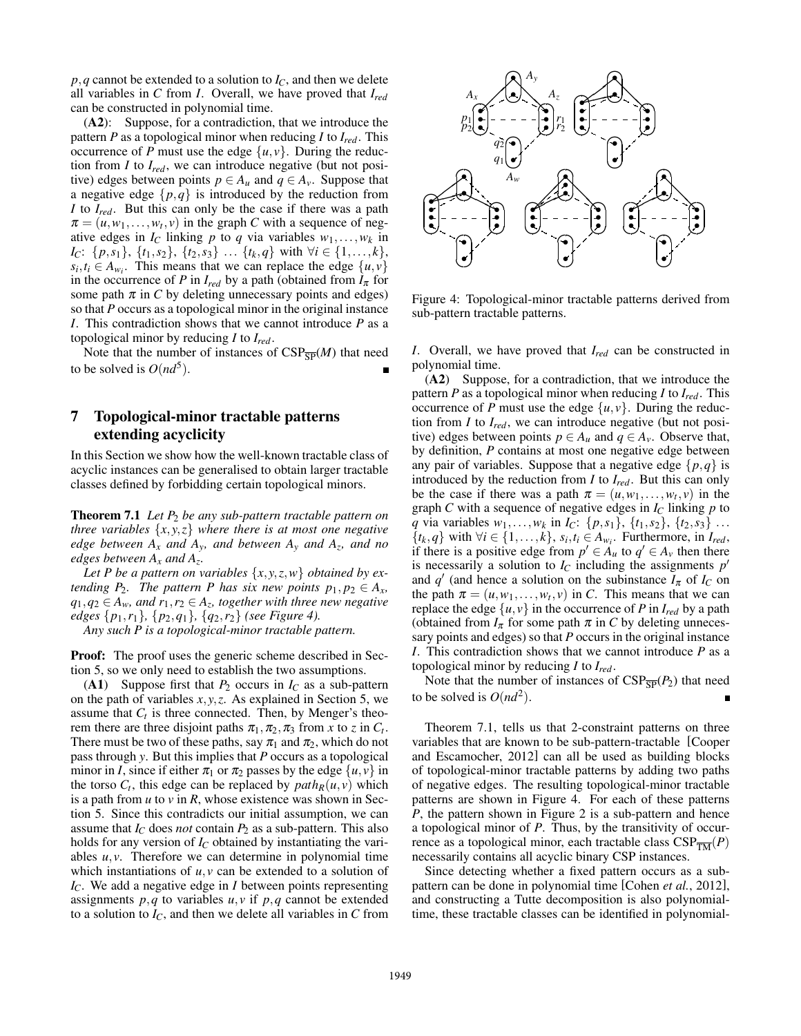$p, q$ cannot be extended to a solution to $I_C$, and then we delete all variables in $C$ from $I$. Overall, we have proved that $I_{red}$ can be constructed in polynomial time.

(**A2**): Suppose, for a contradiction, that we introduce the pattern $P$ as a topological minor when reducing $I$ to $I_{red}$. This occurrence of $P$ must use the edge $\{u, v\}$. During the reduction from $I$ to $I_{red}$, we can introduce negative (but not positive) edges between points $p \in A_u$ and $q \in A_v$. Suppose that a negative edge $\{p, q\}$ is introduced by the reduction from $I$ to $I_{red}$. But this can only be the case if there was a path $\pi = (u, w_1, \ldots, w_t, v)$ in the graph $C$ with a sequence of negative edges in $I_C$ linking $p$ to $q$ via variables $w_1, \ldots, w_k$ in $I_C$: $\{p, s_1\}$, $\{t_1, s_2\}$, $\{t_2, s_3\}$ $\ldots$ $\{t_k, q\}$ with $\forall i \in \{1, \ldots, k\}$, $s_i, t_i \in A_{w_i}$. This means that we can replace the edge $\{u, v\}$ in the occurrence of $P$ in $I_{red}$ by a path (obtained from $I_\pi$ for some path $\pi$ in $C$ by deleting unnecessary points and edges) so that $P$ occurs as a topological minor in the original instance $I$. This contradiction shows that we cannot introduce $P$ as a topological minor by reducing $I$ to $I_{red}$.

Note that the number of instances of $\text{CSP}_{\overline{\text{SP}}}(M)$ that need to be solved is $O(nd^5)$. ∎

## 7 Topological-minor tractable patterns extending acyclicity

In this Section we show how the well-known tractable class of acyclic instances can be generalised to obtain larger tractable classes defined by forbidding certain topological minors.

**Theorem 7.1** *Let $P_2$ be any sub-pattern tractable pattern on three variables $\{x, y, z\}$ where there is at most one negative edge between $A_x$ and $A_y$, and between $A_y$ and $A_z$, and no edges between $A_x$ and $A_z$.*

*Let $P$ be a pattern on variables $\{x, y, z, w\}$ obtained by extending $P_2$. The pattern $P$ has six new points $p_1, p_2 \in A_x$, $q_1, q_2 \in A_w$, and $r_1, r_2 \in A_z$, together with three new negative edges $\{p_1, r_1\}$, $\{p_2, q_1\}$, $\{q_2, r_2\}$ (see Figure 4).*

*Any such $P$ is a topological-minor tractable pattern.*

**Proof:** The proof uses the generic scheme described in Section 5, so we only need to establish the two assumptions.

(**A1**) Suppose first that $P_2$ occurs in $I_C$ as a sub-pattern on the path of variables $x, y, z$. As explained in Section 5, we assume that $C_t$ is three connected. Then, by Menger's theorem there are three disjoint paths $\pi_1, \pi_2, \pi_3$ from $x$ to $z$ in $C_t$. There must be two of these paths, say $\pi_1$ and $\pi_2$, which do not pass through $y$. But this implies that $P$ occurs as a topological minor in $I$, since if either $\pi_1$ or $\pi_2$ passes by the edge $\{u, v\}$ in the torso $C_t$, this edge can be replaced by $path_R(u, v)$ which is a path from $u$ to $v$ in $R$, whose existence was shown in Section 5. Since this contradicts our initial assumption, we can assume that $I_C$ does *not* contain $P_2$ as a sub-pattern. This also holds for any version of $I_C$ obtained by instantiating the variables $u, v$. Therefore we can determine in polynomial time which instantiations of $u, v$ can be extended to a solution of $I_C$. We add a negative edge in $I$ between points representing assignments $p, q$ to variables $u, v$ if $p, q$ cannot be extended to a solution to $I_C$, and then we delete all variables in $C$ from $I$. Overall, we have proved that $I_{red}$ can be constructed in polynomial time.

Figure 4: Topological-minor tractable patterns derived from sub-pattern tractable patterns.

(**A2**) Suppose, for a contradiction, that we introduce the pattern $P$ as a topological minor when reducing $I$ to $I_{red}$. This occurrence of $P$ must use the edge $\{u, v\}$. During the reduction from $I$ to $I_{red}$, we can introduce negative (but not positive) edges between points $p \in A_u$ and $q \in A_v$. Observe that, by definition, $P$ contains at most one negative edge between any pair of variables. Suppose that a negative edge $\{p, q\}$ is introduced by the reduction from $I$ to $I_{red}$. But this can only be the case if there was a path $\pi = (u, w_1, \ldots, w_t, v)$ in the graph $C$ with a sequence of negative edges in $I_C$ linking $p$ to $q$ via variables $w_1, \ldots, w_k$ in $I_C$: $\{p, s_1\}$, $\{t_1, s_2\}$, $\{t_2, s_3\}$ $\ldots$ $\{t_k, q\}$ with $\forall i \in \{1, \ldots, k\}$, $s_i, t_i \in A_{w_i}$. Furthermore, in $I_{red}$, if there is a positive edge from $p' \in A_u$ to $q' \in A_v$ then there is necessarily a solution to $I_C$ including the assignments $p'$ and $q'$ (and hence a solution on the subinstance $I_\pi$ of $I_C$ on the path $\pi = (u, w_1, \ldots, w_t, v)$ in $C$. This means that we can replace the edge $\{u, v\}$ in the occurrence of $P$ in $I_{red}$ by a path (obtained from $I_\pi$ for some path $\pi$ in $C$ by deleting unnecessary points and edges) so that $P$ occurs in the original instance $I$. This contradiction shows that we cannot introduce $P$ as a topological minor by reducing $I$ to $I_{red}$.

Note that the number of instances of $\text{CSP}_{\overline{\text{SP}}}(P_2)$ that need to be solved is $O(nd^2)$. ∎

Theorem 7.1, tells us that 2-constraint patterns on three variables that are known to be sub-pattern-tractable [Cooper and Escamocher, 2012] can all be used as building blocks of topological-minor tractable patterns by adding two paths of negative edges. The resulting topological-minor tractable patterns are shown in Figure 4. For each of these patterns $P$, the pattern shown in Figure 2 is a sub-pattern and hence a topological minor of $P$. Thus, by the transitivity of occurrence as a topological minor, each tractable class $\text{CSP}_{\overline{\text{TM}}}(P)$ necessarily contains all acyclic binary CSP instances.

Since detecting whether a fixed pattern occurs as a sub-pattern can be done in polynomial time [Cohen *et al.*, 2012], and constructing a Tutte decomposition is also polynomial-time, these tractable classes can be identified in polynomial-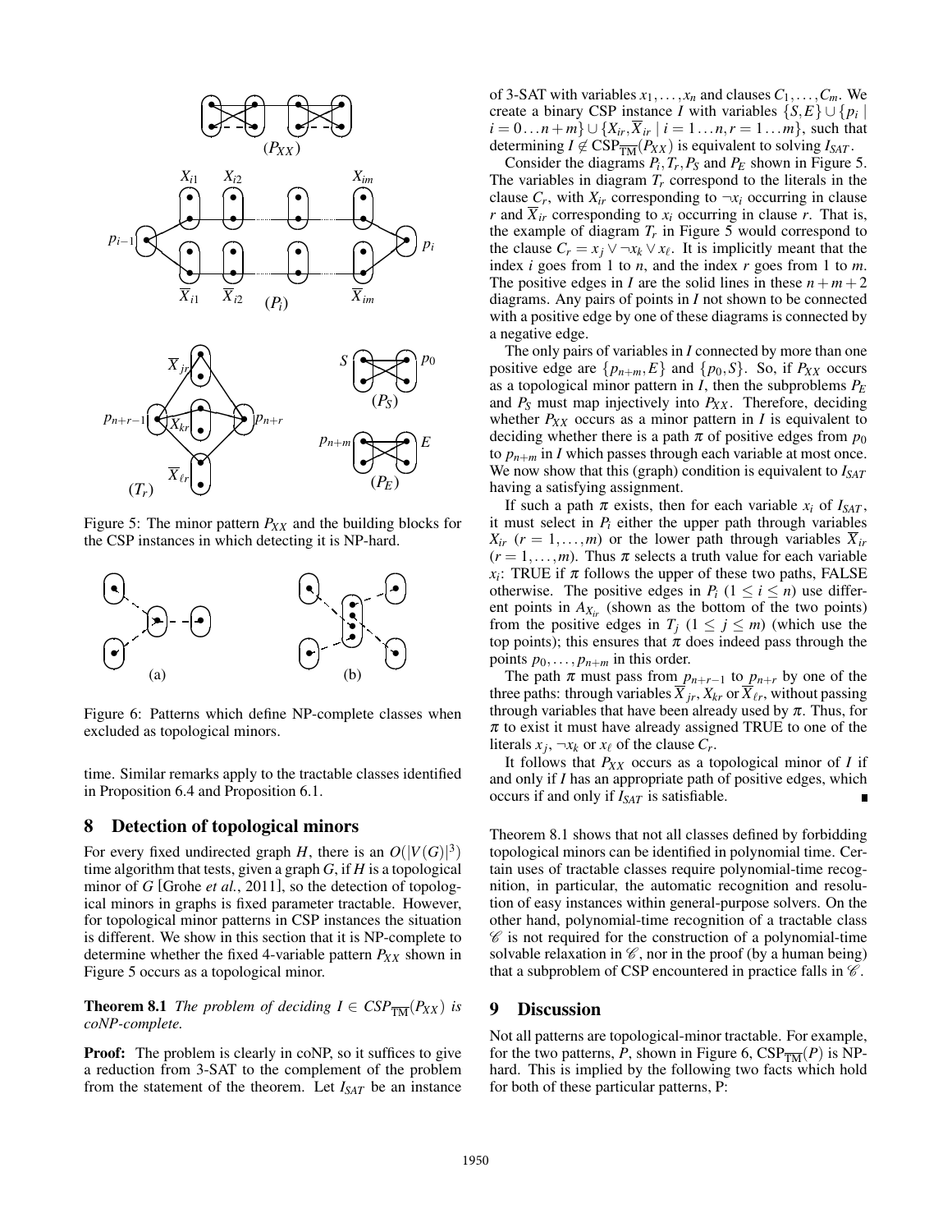Figure 5: The minor pattern $P_{XX}$ and the building blocks for the CSP instances in which detecting it is NP-hard.

Figure 6: Patterns which define NP-complete classes when excluded as topological minors.

time. Similar remarks apply to the tractable classes identified in Proposition 6.4 and Proposition 6.1.

## 8 Detection of topological minors

For every fixed undirected graph $H$, there is an $O(|V(G)|^3)$ time algorithm that tests, given a graph $G$, if $H$ is a topological minor of $G$ [Grohe *et al.*, 2011], so the detection of topological minors in graphs is fixed parameter tractable. However, for topological minor patterns in CSP instances the situation is different. We show in this section that it is NP-complete to determine whether the fixed 4-variable pattern $P_{XX}$ shown in Figure 5 occurs as a topological minor.

**Theorem 8.1** *The problem of deciding $I \in CSP_{\overline{TM}}(P_{XX})$ is coNP-complete.*

**Proof:** The problem is clearly in coNP, so it suffices to give a reduction from 3-SAT to the complement of the problem from the statement of the theorem. Let $I_{SAT}$ be an instance of 3-SAT with variables $x_1,\dots,x_n$ and clauses $C_1,\dots,C_m$. We create a binary CSP instance $I$ with variables $\{S,E\} \cup \{p_i \mid i = 0\dots n+m\} \cup \{X_{ir}, \overline{X}_{ir} \mid i = 1\dots n, r = 1\dots m\}$, such that determining $I \notin \mathrm{CSP}_{\overline{TM}}(P_{XX})$ is equivalent to solving $I_{SAT}$.

Consider the diagrams $P_i, T_r, P_S$ and $P_E$ shown in Figure 5. The variables in diagram $T_r$ correspond to the literals in the clause $C_r$, with $X_{ir}$ corresponding to $\neg x_i$ occurring in clause $r$ and $\overline{X}_{ir}$ corresponding to $x_i$ occurring in clause $r$. That is, the example of diagram $T_r$ in Figure 5 would correspond to the clause $C_r = x_j \vee \neg x_k \vee x_\ell$. It is implicitly meant that the index $i$ goes from 1 to $n$, and the index $r$ goes from 1 to $m$. The positive edges in $I$ are the solid lines in these $n+m+2$ diagrams. Any pairs of points in $I$ not shown to be connected with a positive edge by one of these diagrams is connected by a negative edge.

The only pairs of variables in $I$ connected by more than one positive edge are $\{p_{n+m}, E\}$ and $\{p_0, S\}$. So, if $P_{XX}$ occurs as a topological minor pattern in $I$, then the subproblems $P_E$ and $P_S$ must map injectively into $P_{XX}$. Therefore, deciding whether $P_{XX}$ occurs as a minor pattern in $I$ is equivalent to deciding whether there is a path $\pi$ of positive edges from $p_0$ to $p_{n+m}$ in $I$ which passes through each variable at most once. We now show that this (graph) condition is equivalent to $I_{SAT}$ having a satisfying assignment.

If such a path $\pi$ exists, then for each variable $x_i$ of $I_{SAT}$, it must select in $P_i$ either the upper path through variables $X_{ir}$ $(r = 1,\dots,m)$ or the lower path through variables $\overline{X}_{ir}$ $(r = 1,\dots,m)$. Thus $\pi$ selects a truth value for each variable $x_i$: TRUE if $\pi$ follows the upper of these two paths, FALSE otherwise. The positive edges in $P_i$ $(1 \leq i \leq n)$ use different points in $A_{X_{ir}}$ (shown as the bottom of the two points) from the positive edges in $T_j$ $(1 \leq j \leq m)$ (which use the top points); this ensures that $\pi$ does indeed pass through the points $p_0,\dots,p_{n+m}$ in this order.

The path $\pi$ must pass from $p_{n+r-1}$ to $p_{n+r}$ by one of the three paths: through variables $\overline{X}_{jr}, X_{kr}$ or $\overline{X}_{\ell r}$, without passing through variables that have been already used by $\pi$. Thus, for $\pi$ to exist it must have already assigned TRUE to one of the literals $x_j$, $\neg x_k$ or $x_\ell$ of the clause $C_r$.

It follows that $P_{XX}$ occurs as a topological minor of $I$ if and only if $I$ has an appropriate path of positive edges, which occurs if and only if $I_{SAT}$ is satisfiable. ∎

Theorem 8.1 shows that not all classes defined by forbidding topological minors can be identified in polynomial time. Certain uses of tractable classes require polynomial-time recognition, in particular, the automatic recognition and resolution of easy instances within general-purpose solvers. On the other hand, polynomial-time recognition of a tractable class $\mathscr{C}$ is not required for the construction of a polynomial-time solvable relaxation in $\mathscr{C}$, nor in the proof (by a human being) that a subproblem of CSP encountered in practice falls in $\mathscr{C}$.

## 9 Discussion

Not all patterns are topological-minor tractable. For example, for the two patterns, $P$, shown in Figure 6, $\mathrm{CSP}_{\overline{TM}}(P)$ is NP-hard. This is implied by the following two facts which hold for both of these particular patterns, P: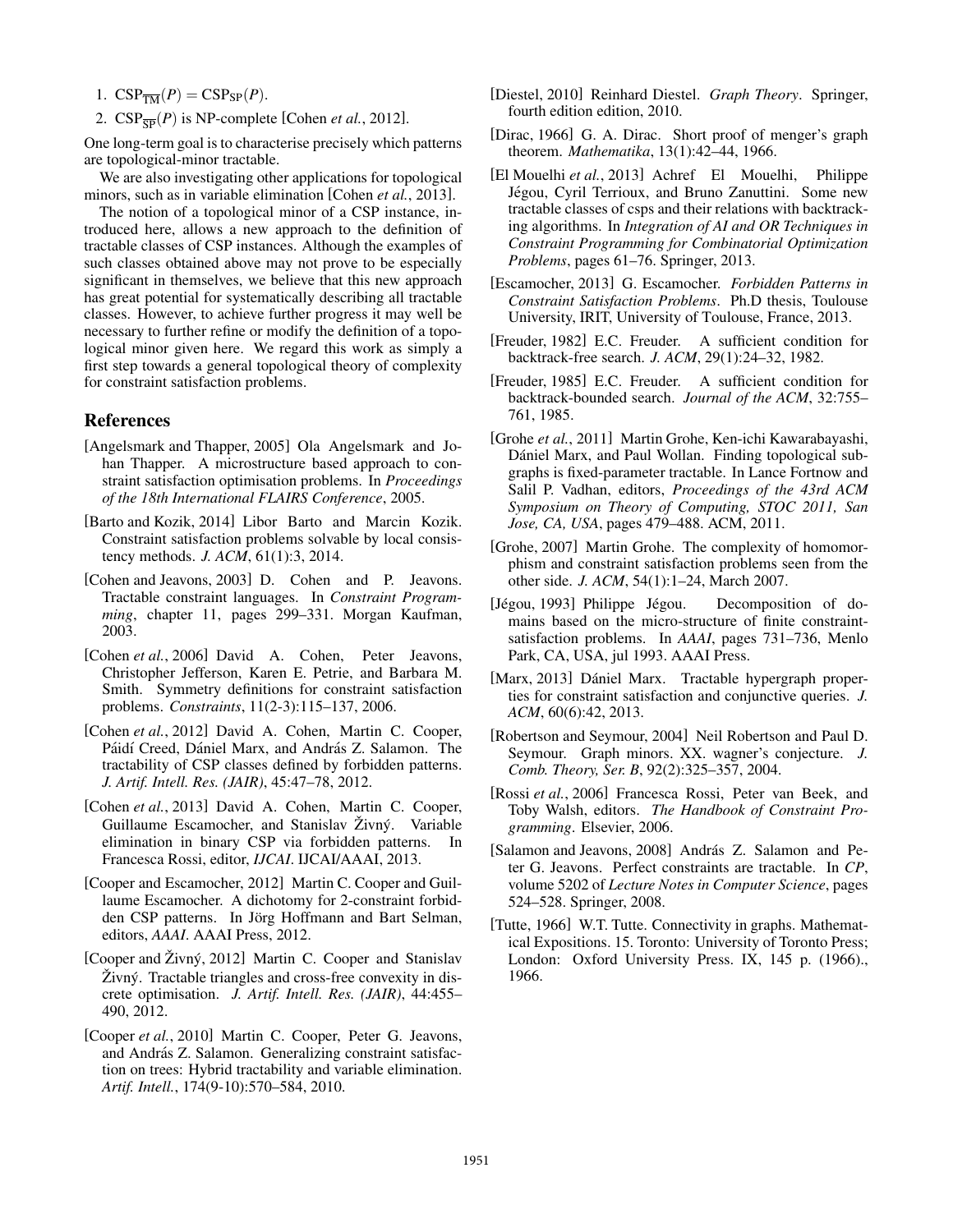1. $\mathrm{CSP}_{\overline{\mathrm{TM}}}(P) = \mathrm{CSP}_{\mathrm{SP}}(P)$.
2. $\mathrm{CSP}_{\overline{\mathrm{SP}}}(P)$ is NP-complete [Cohen *et al.*, 2012].

One long-term goal is to characterise precisely which patterns are topological-minor tractable.

We are also investigating other applications for topological minors, such as in variable elimination [Cohen *et al.*, 2013].

The notion of a topological minor of a CSP instance, introduced here, allows a new approach to the definition of tractable classes of CSP instances. Although the examples of such classes obtained above may not prove to be especially significant in themselves, we believe that this new approach has great potential for systematically describing all tractable classes. However, to achieve further progress it may well be necessary to further refine or modify the definition of a topological minor given here. We regard this work as simply a first step towards a general topological theory of complexity for constraint satisfaction problems.

## References

[Angelsmark and Thapper, 2005] Ola Angelsmark and Johan Thapper. A microstructure based approach to constraint satisfaction optimisation problems. In *Proceedings of the 18th International FLAIRS Conference*, 2005.

[Barto and Kozik, 2014] Libor Barto and Marcin Kozik. Constraint satisfaction problems solvable by local consistency methods. *J. ACM*, 61(1):3, 2014.

[Cohen and Jeavons, 2003] D. Cohen and P. Jeavons. Tractable constraint languages. In *Constraint Programming*, chapter 11, pages 299–331. Morgan Kaufman, 2003.

[Cohen *et al.*, 2006] David A. Cohen, Peter Jeavons, Christopher Jefferson, Karen E. Petrie, and Barbara M. Smith. Symmetry definitions for constraint satisfaction problems. *Constraints*, 11(2-3):115–137, 2006.

[Cohen *et al.*, 2012] David A. Cohen, Martin C. Cooper, Páidí Creed, Dániel Marx, and András Z. Salamon. The tractability of CSP classes defined by forbidden patterns. *J. Artif. Intell. Res. (JAIR)*, 45:47–78, 2012.

[Cohen *et al.*, 2013] David A. Cohen, Martin C. Cooper, Guillaume Escamocher, and Stanislav Živný. Variable elimination in binary CSP via forbidden patterns. In Francesca Rossi, editor, *IJCAI*. IJCAI/AAAI, 2013.

[Cooper and Escamocher, 2012] Martin C. Cooper and Guillaume Escamocher. A dichotomy for 2-constraint forbidden CSP patterns. In Jörg Hoffmann and Bart Selman, editors, *AAAI*. AAAI Press, 2012.

[Cooper and Živný, 2012] Martin C. Cooper and Stanislav Živný. Tractable triangles and cross-free convexity in discrete optimisation. *J. Artif. Intell. Res. (JAIR)*, 44:455–490, 2012.

[Cooper *et al.*, 2010] Martin C. Cooper, Peter G. Jeavons, and András Z. Salamon. Generalizing constraint satisfaction on trees: Hybrid tractability and variable elimination. *Artif. Intell.*, 174(9-10):570–584, 2010.

[Diestel, 2010] Reinhard Diestel. *Graph Theory*. Springer, fourth edition edition, 2010.

[Dirac, 1966] G. A. Dirac. Short proof of menger's graph theorem. *Mathematika*, 13(1):42–44, 1966.

[El Mouelhi *et al.*, 2013] Achref El Mouelhi, Philippe Jégou, Cyril Terrioux, and Bruno Zanuttini. Some new tractable classes of csps and their relations with backtracking algorithms. In *Integration of AI and OR Techniques in Constraint Programming for Combinatorial Optimization Problems*, pages 61–76. Springer, 2013.

[Escamocher, 2013] G. Escamocher. *Forbidden Patterns in Constraint Satisfaction Problems*. Ph.D thesis, Toulouse University, IRIT, University of Toulouse, France, 2013.

[Freuder, 1982] E.C. Freuder. A sufficient condition for backtrack-free search. *J. ACM*, 29(1):24–32, 1982.

[Freuder, 1985] E.C. Freuder. A sufficient condition for backtrack-bounded search. *Journal of the ACM*, 32:755–761, 1985.

[Grohe *et al.*, 2011] Martin Grohe, Ken-ichi Kawarabayashi, Dániel Marx, and Paul Wollan. Finding topological subgraphs is fixed-parameter tractable. In Lance Fortnow and Salil P. Vadhan, editors, *Proceedings of the 43rd ACM Symposium on Theory of Computing, STOC 2011, San Jose, CA, USA*, pages 479–488. ACM, 2011.

[Grohe, 2007] Martin Grohe. The complexity of homomorphism and constraint satisfaction problems seen from the other side. *J. ACM*, 54(1):1–24, March 2007.

[Jégou, 1993] Philippe Jégou. Decomposition of domains based on the micro-structure of finite constraint-satisfaction problems. In *AAAI*, pages 731–736, Menlo Park, CA, USA, jul 1993. AAAI Press.

[Marx, 2013] Dániel Marx. Tractable hypergraph properties for constraint satisfaction and conjunctive queries. *J. ACM*, 60(6):42, 2013.

[Robertson and Seymour, 2004] Neil Robertson and Paul D. Seymour. Graph minors. XX. wagner's conjecture. *J. Comb. Theory, Ser. B*, 92(2):325–357, 2004.

[Rossi *et al.*, 2006] Francesca Rossi, Peter van Beek, and Toby Walsh, editors. *The Handbook of Constraint Programming*. Elsevier, 2006.

[Salamon and Jeavons, 2008] András Z. Salamon and Peter G. Jeavons. Perfect constraints are tractable. In *CP*, volume 5202 of *Lecture Notes in Computer Science*, pages 524–528. Springer, 2008.

[Tutte, 1966] W.T. Tutte. Connectivity in graphs. Mathematical Expositions. 15. Toronto: University of Toronto Press; London: Oxford University Press. IX, 145 p. (1966)., 1966.